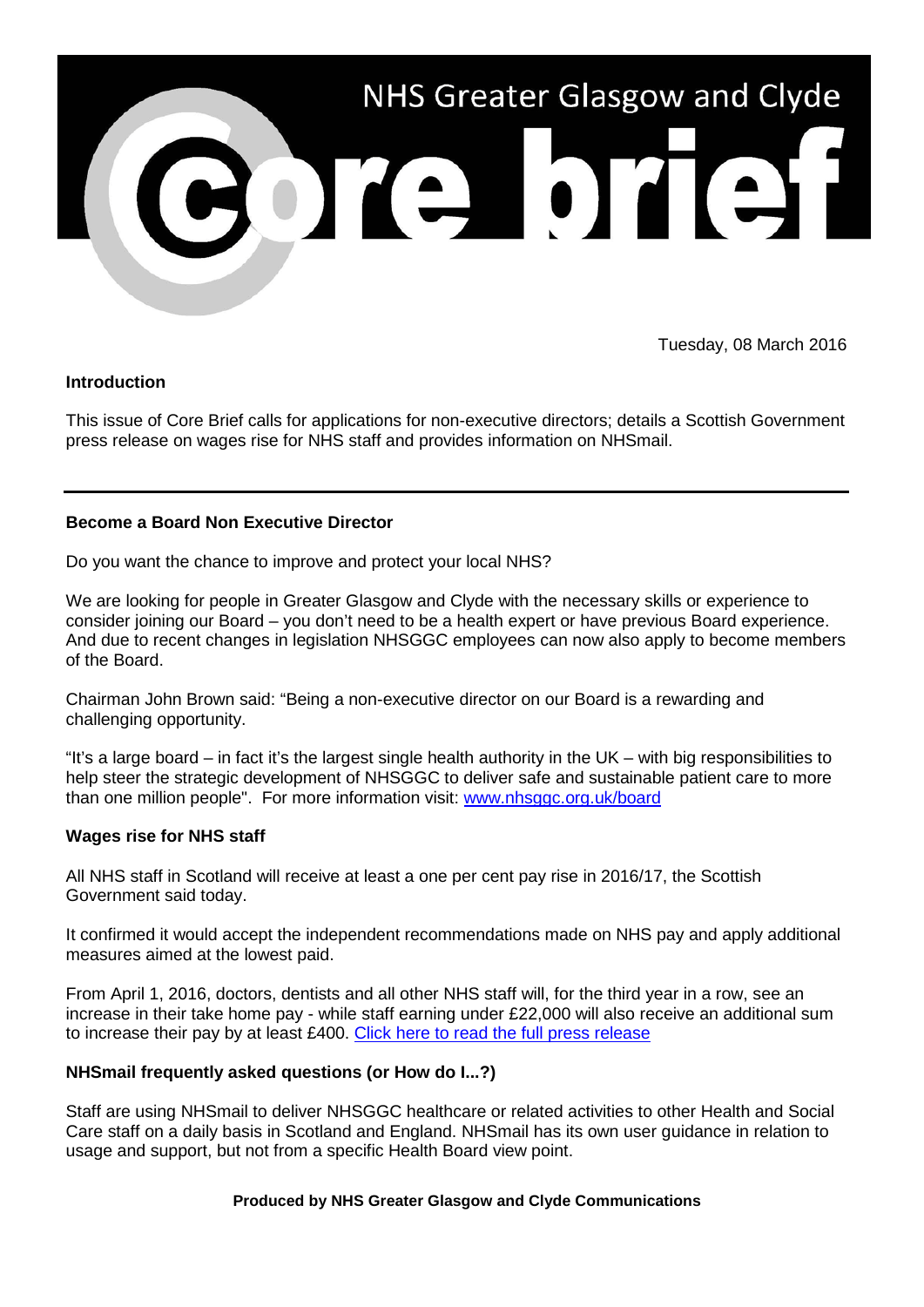# NHS Greater Glasgow and Clyde

# Core brief

Tuesday, 08 March 2016

**Introduction**

This issue of Core Brief calls for applications for non-executive directors; details a Scottish Government press release on wages rise for NHS staff and provides information on NHSmail.

---

## Become a Board Non Executive Director

Do you want the chance to improve and protect your local NHS?

We are looking for people in Greater Glasgow and Clyde with the necessary skills or experience to consider joining our Board – you don't need to be a health expert or have previous Board experience. And due to recent changes in legislation NHSGGC employees can now also apply to become members of the Board.

Chairman John Brown said: "Being a non-executive director on our Board is a rewarding and challenging opportunity.

"It's a large board – in fact it's the largest single health authority in the UK – with big responsibilities to help steer the strategic development of NHSGGC to deliver safe and sustainable patient care to more than one million people". For more information visit: [www.nhsggc.org.uk/board](www.nhsggc.org.uk/board)

## Wages rise for NHS staff

All NHS staff in Scotland will receive at least a one per cent pay rise in 2016/17, the Scottish Government said today.

It confirmed it would accept the independent recommendations made on NHS pay and apply additional measures aimed at the lowest paid.

From April 1, 2016, doctors, dentists and all other NHS staff will, for the third year in a row, see an increase in their take home pay - while staff earning under £22,000 will also receive an additional sum to increase their pay by at least £400. Click here to read the full press release

## NHSmail frequently asked questions (or How do I...?)

Staff are using NHSmail to deliver NHSGGC healthcare or related activities to other Health and Social Care staff on a daily basis in Scotland and England. NHSmail has its own user guidance in relation to usage and support, but not from a specific Health Board view point.

**Produced by NHS Greater Glasgow and Clyde Communications**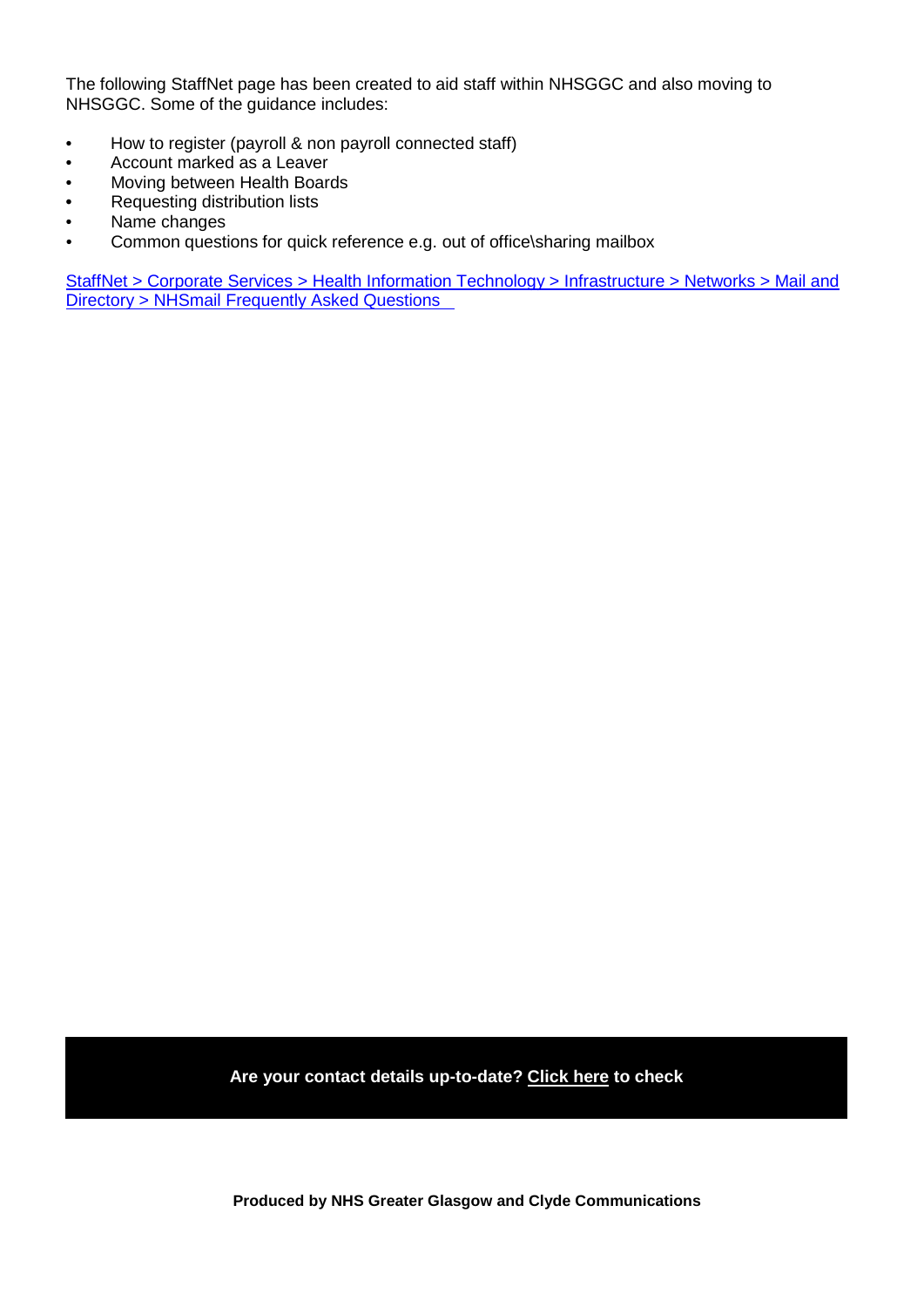The following StaffNet page has been created to aid staff within NHSGGC and also moving to NHSGGC. Some of the guidance includes:

- How to register (payroll & non payroll connected staff)
- Account marked as a Leaver
- Moving between Health Boards
- Requesting distribution lists
- Name changes
- Common questions for quick reference e.g. out of office\sharing mailbox

StaffNet > Corporate Services > Health Information Technology > Infrastructure > Networks > Mail and Directory > NHSmail Frequently Asked Questions

**Are your contact details up-to-date? Click here to check**

**Produced by NHS Greater Glasgow and Clyde Communications**